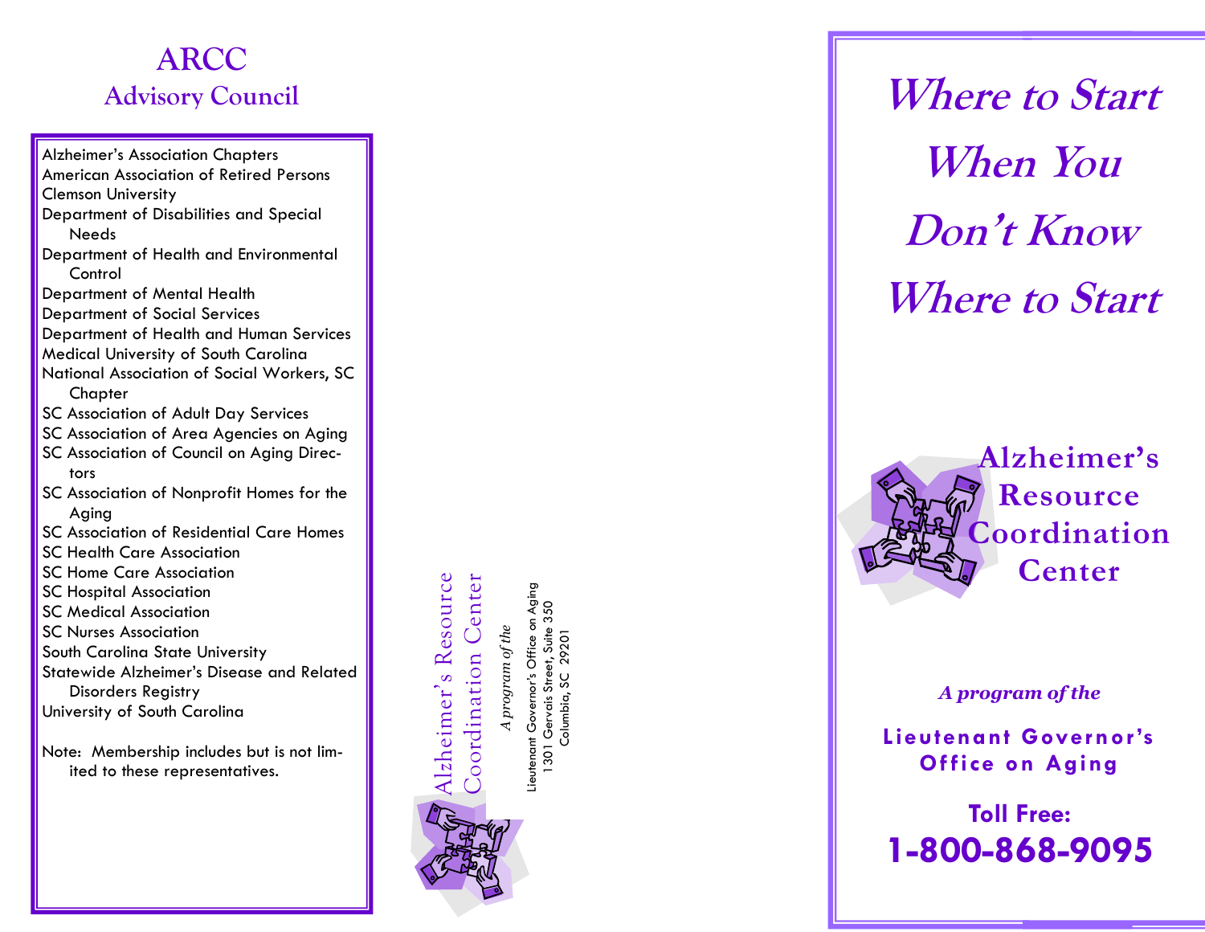# ARCC
## Advisory Council

- Alzheimer's Association Chapters
- American Association of Retired Persons
- Clemson University
- Department of Disabilities and Special Needs
- Department of Health and Environmental Control
- Department of Mental Health
- Department of Social Services
- Department of Health and Human Services
- Medical University of South Carolina
- National Association of Social Workers, SC Chapter
- SC Association of Adult Day Services
- SC Association of Area Agencies on Aging
- SC Association of Council on Aging Directors
- SC Association of Nonprofit Homes for the Aging
- SC Association of Residential Care Homes
- SC Health Care Association
- SC Home Care Association
- SC Hospital Association
- SC Medical Association
- SC Nurses Association
- South Carolina State University
- Statewide Alzheimer's Disease and Related Disorders Registry
- University of South Carolina

Note: Membership includes but is not limited to these representatives.

Alzheimer's Resource Coordination Center

*A program of the*

Lieutenant Governor's Office on Aging
1301 Gervais Street, Suite 350
Columbia, SC 29201

# *Where to Start When You Don't Know Where to Start*

## Alzheimer's Resource Coordination Center

***A program of the***

**Lieutenant Governor's Office on Aging**

**Toll Free:**
**1-800-868-9095**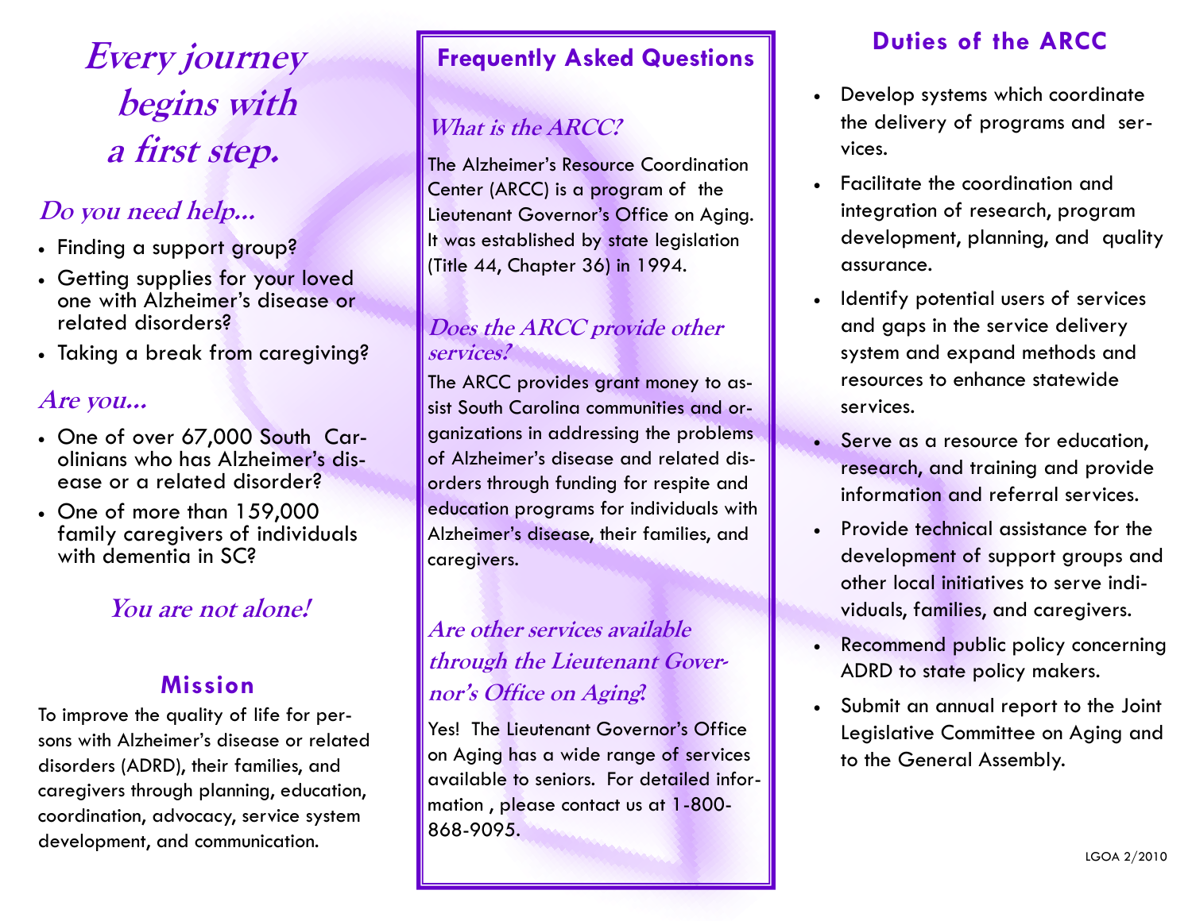# *Every journey begins with a first step.*

## *Do you need help...*

- Finding a support group?
- Getting supplies for your loved one with Alzheimer's disease or related disorders?
- Taking a break from caregiving?

## *Are you...*

- One of over 67,000 South Carolinians who has Alzheimer's disease or a related disorder?
- One of more than 159,000 family caregivers of individuals with dementia in SC?

### *You are not alone!*

## Mission

To improve the quality of life for persons with Alzheimer's disease or related disorders (ADRD), their families, and caregivers through planning, education, coordination, advocacy, service system development, and communication.

## Frequently Asked Questions

### *What is the ARCC?*

The Alzheimer's Resource Coordination Center (ARCC) is a program of the Lieutenant Governor's Office on Aging. It was established by state legislation (Title 44, Chapter 36) in 1994.

### *Does the ARCC provide other services?*

The ARCC provides grant money to assist South Carolina communities and organizations in addressing the problems of Alzheimer's disease and related disorders through funding for respite and education programs for individuals with Alzheimer's disease, their families, and caregivers.

### *Are other services available through the Lieutenant Governor's Office on Aging?*

Yes! The Lieutenant Governor's Office on Aging has a wide range of services available to seniors. For detailed information , please contact us at 1-800-868-9095.

## Duties of the ARCC

- Develop systems which coordinate the delivery of programs and services.
- Facilitate the coordination and integration of research, program development, planning, and quality assurance.
- Identify potential users of services and gaps in the service delivery system and expand methods and resources to enhance statewide services.
- Serve as a resource for education, research, and training and provide information and referral services.
- Provide technical assistance for the development of support groups and other local initiatives to serve individuals, families, and caregivers.
- Recommend public policy concerning ADRD to state policy makers.
- Submit an annual report to the Joint Legislative Committee on Aging and to the General Assembly.

LGOA 2/2010